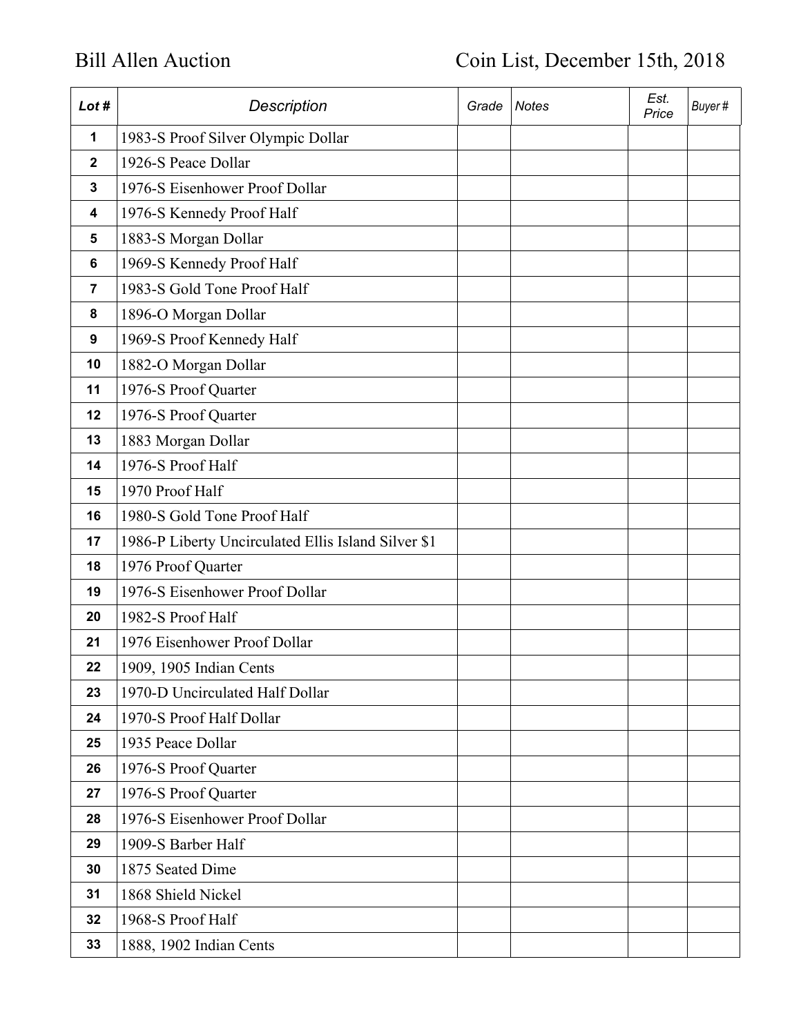Bill Allen Auction

Coin List, December 15th, 2018

| *Lot #* | *Description* | *Grade* | *Notes* | *Est. Price* | *Buyer #* |
|---|---|---|---|---|---|
| **1** | 1983-S Proof Silver Olympic Dollar | | | | |
| **2** | 1926-S Peace Dollar | | | | |
| **3** | 1976-S Eisenhower Proof Dollar | | | | |
| **4** | 1976-S Kennedy Proof Half | | | | |
| **5** | 1883-S Morgan Dollar | | | | |
| **6** | 1969-S Kennedy Proof Half | | | | |
| **7** | 1983-S Gold Tone Proof Half | | | | |
| **8** | 1896-O Morgan Dollar | | | | |
| **9** | 1969-S Proof Kennedy Half | | | | |
| **10** | 1882-O Morgan Dollar | | | | |
| **11** | 1976-S Proof Quarter | | | | |
| **12** | 1976-S Proof Quarter | | | | |
| **13** | 1883 Morgan Dollar | | | | |
| **14** | 1976-S Proof Half | | | | |
| **15** | 1970 Proof Half | | | | |
| **16** | 1980-S Gold Tone Proof Half | | | | |
| **17** | 1986-P Liberty Uncirculated Ellis Island Silver $1 | | | | |
| **18** | 1976 Proof Quarter | | | | |
| **19** | 1976-S Eisenhower Proof Dollar | | | | |
| **20** | 1982-S Proof Half | | | | |
| **21** | 1976 Eisenhower Proof Dollar | | | | |
| **22** | 1909, 1905 Indian Cents | | | | |
| **23** | 1970-D Uncirculated Half Dollar | | | | |
| **24** | 1970-S Proof Half Dollar | | | | |
| **25** | 1935 Peace Dollar | | | | |
| **26** | 1976-S Proof Quarter | | | | |
| **27** | 1976-S Proof Quarter | | | | |
| **28** | 1976-S Eisenhower Proof Dollar | | | | |
| **29** | 1909-S Barber Half | | | | |
| **30** | 1875 Seated Dime | | | | |
| **31** | 1868 Shield Nickel | | | | |
| **32** | 1968-S Proof Half | | | | |
| **33** | 1888, 1902 Indian Cents | | | | |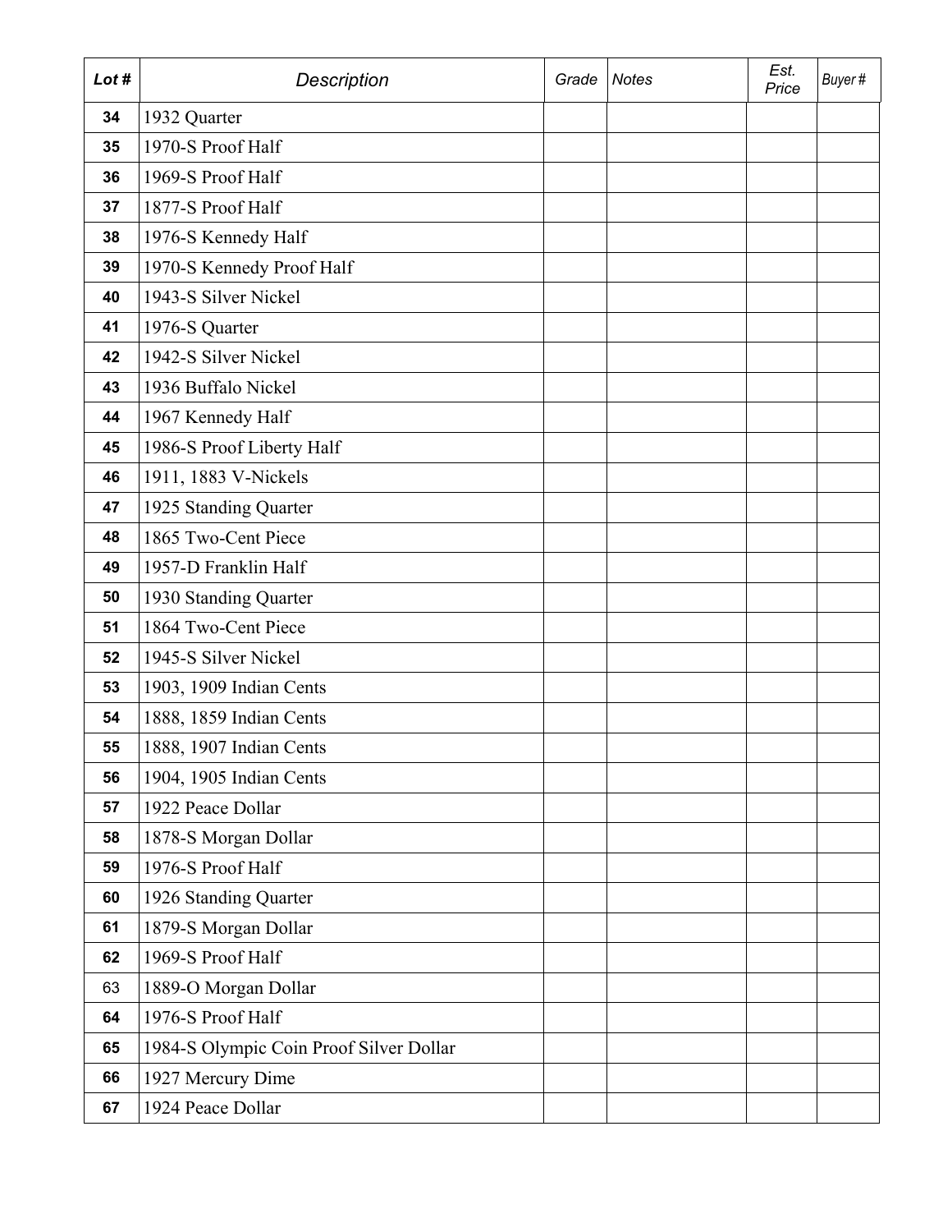| Lot # | Description | Grade | Notes | Est. Price | Buyer # |
|---|---|---|---|---|---|
| 34 | 1932 Quarter | | | | |
| 35 | 1970-S Proof Half | | | | |
| 36 | 1969-S Proof Half | | | | |
| 37 | 1877-S Proof Half | | | | |
| 38 | 1976-S Kennedy Half | | | | |
| 39 | 1970-S Kennedy Proof Half | | | | |
| 40 | 1943-S Silver Nickel | | | | |
| 41 | 1976-S Quarter | | | | |
| 42 | 1942-S Silver Nickel | | | | |
| 43 | 1936 Buffalo Nickel | | | | |
| 44 | 1967 Kennedy Half | | | | |
| 45 | 1986-S Proof Liberty Half | | | | |
| 46 | 1911, 1883 V-Nickels | | | | |
| 47 | 1925 Standing Quarter | | | | |
| 48 | 1865 Two-Cent Piece | | | | |
| 49 | 1957-D Franklin Half | | | | |
| 50 | 1930 Standing Quarter | | | | |
| 51 | 1864 Two-Cent Piece | | | | |
| 52 | 1945-S Silver Nickel | | | | |
| 53 | 1903, 1909 Indian Cents | | | | |
| 54 | 1888, 1859 Indian Cents | | | | |
| 55 | 1888, 1907 Indian Cents | | | | |
| 56 | 1904, 1905 Indian Cents | | | | |
| 57 | 1922 Peace Dollar | | | | |
| 58 | 1878-S Morgan Dollar | | | | |
| 59 | 1976-S Proof Half | | | | |
| 60 | 1926 Standing Quarter | | | | |
| 61 | 1879-S Morgan Dollar | | | | |
| 62 | 1969-S Proof Half | | | | |
| 63 | 1889-O Morgan Dollar | | | | |
| 64 | 1976-S Proof Half | | | | |
| 65 | 1984-S Olympic Coin Proof Silver Dollar | | | | |
| 66 | 1927 Mercury Dime | | | | |
| 67 | 1924 Peace Dollar | | | | |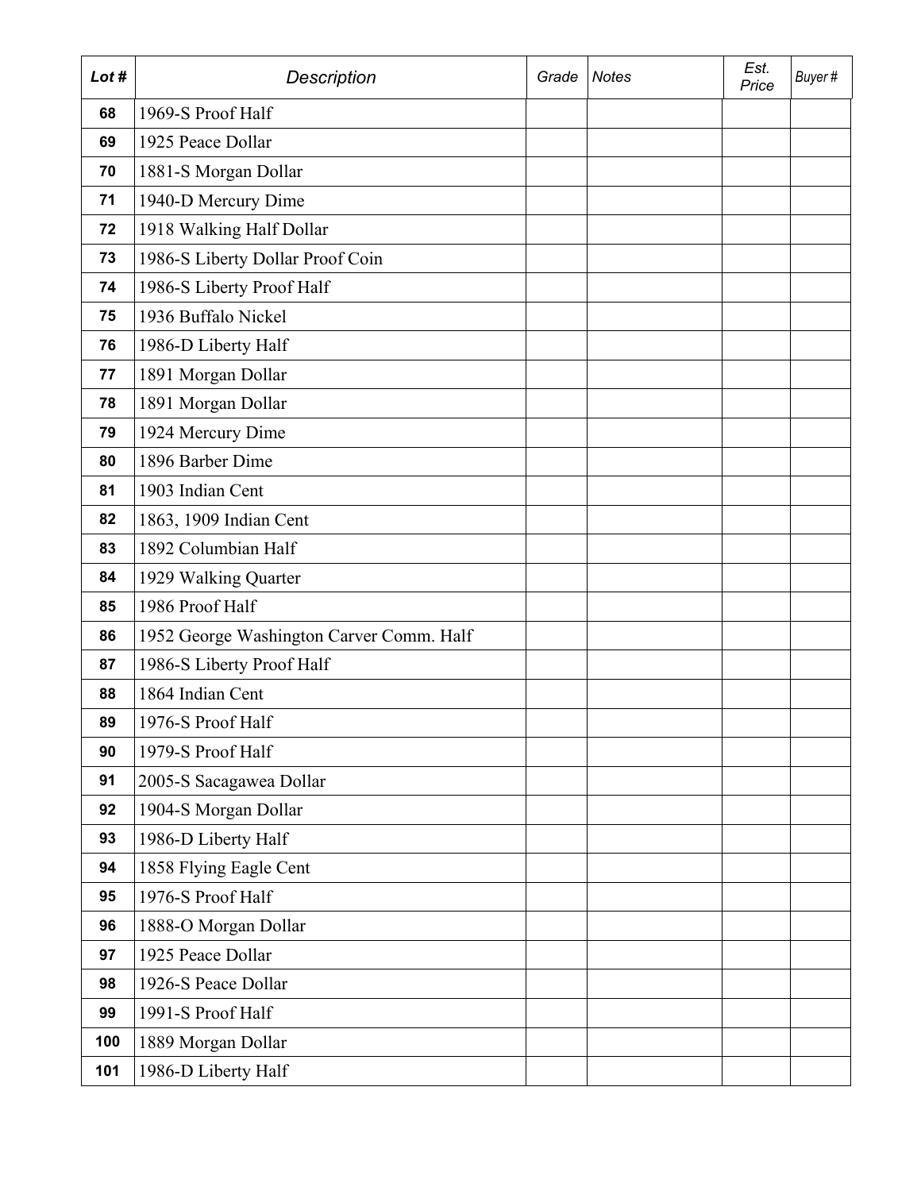| *Lot #* | *Description* | *Grade* | *Notes* | *Est. Price* | *Buyer #* |
|---|---|---|---|---|---|
| **68** | 1969-S Proof Half | | | | |
| **69** | 1925 Peace Dollar | | | | |
| **70** | 1881-S Morgan Dollar | | | | |
| **71** | 1940-D Mercury Dime | | | | |
| **72** | 1918 Walking Half Dollar | | | | |
| **73** | 1986-S Liberty Dollar Proof Coin | | | | |
| **74** | 1986-S Liberty Proof Half | | | | |
| **75** | 1936 Buffalo Nickel | | | | |
| **76** | 1986-D Liberty Half | | | | |
| **77** | 1891 Morgan Dollar | | | | |
| **78** | 1891 Morgan Dollar | | | | |
| **79** | 1924 Mercury Dime | | | | |
| **80** | 1896 Barber Dime | | | | |
| **81** | 1903 Indian Cent | | | | |
| **82** | 1863, 1909 Indian Cent | | | | |
| **83** | 1892 Columbian Half | | | | |
| **84** | 1929 Walking Quarter | | | | |
| **85** | 1986 Proof Half | | | | |
| **86** | 1952 George Washington Carver Comm. Half | | | | |
| **87** | 1986-S Liberty Proof Half | | | | |
| **88** | 1864 Indian Cent | | | | |
| **89** | 1976-S Proof Half | | | | |
| **90** | 1979-S Proof Half | | | | |
| **91** | 2005-S Sacagawea Dollar | | | | |
| **92** | 1904-S Morgan Dollar | | | | |
| **93** | 1986-D Liberty Half | | | | |
| **94** | 1858 Flying Eagle Cent | | | | |
| **95** | 1976-S Proof Half | | | | |
| **96** | 1888-O Morgan Dollar | | | | |
| **97** | 1925 Peace Dollar | | | | |
| **98** | 1926-S Peace Dollar | | | | |
| **99** | 1991-S Proof Half | | | | |
| **100** | 1889 Morgan Dollar | | | | |
| **101** | 1986-D Liberty Half | | | | |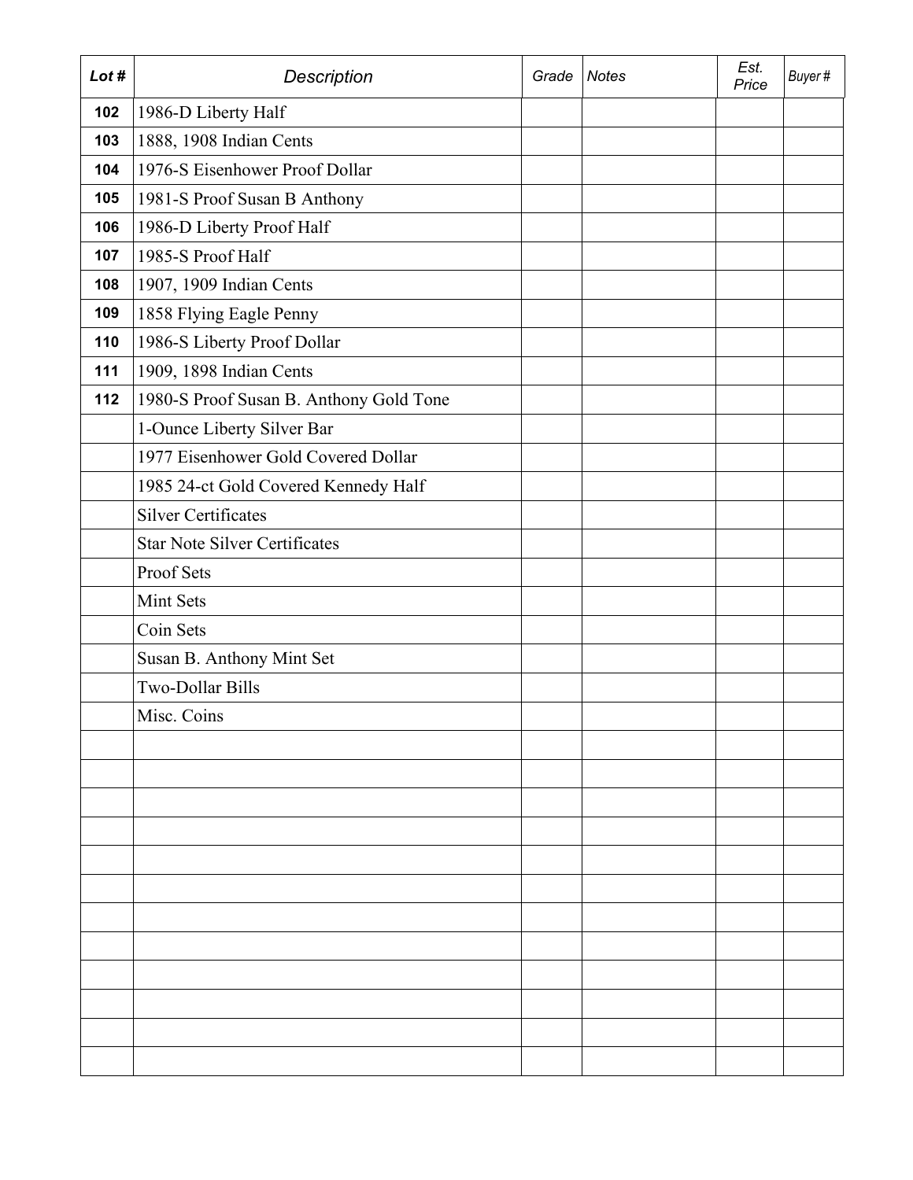| Lot # | Description | Grade | Notes | Est. Price | Buyer # |
|---|---|---|---|---|---|
| 102 | 1986-D Liberty Half | | | | |
| 103 | 1888, 1908 Indian Cents | | | | |
| 104 | 1976-S Eisenhower Proof Dollar | | | | |
| 105 | 1981-S Proof Susan B Anthony | | | | |
| 106 | 1986-D Liberty Proof Half | | | | |
| 107 | 1985-S Proof Half | | | | |
| 108 | 1907, 1909 Indian Cents | | | | |
| 109 | 1858 Flying Eagle Penny | | | | |
| 110 | 1986-S Liberty Proof Dollar | | | | |
| 111 | 1909, 1898 Indian Cents | | | | |
| 112 | 1980-S Proof Susan B. Anthony Gold Tone | | | | |
| | 1-Ounce Liberty Silver Bar | | | | |
| | 1977 Eisenhower Gold Covered Dollar | | | | |
| | 1985 24-ct Gold Covered Kennedy Half | | | | |
| | Silver Certificates | | | | |
| | Star Note Silver Certificates | | | | |
| | Proof Sets | | | | |
| | Mint Sets | | | | |
| | Coin Sets | | | | |
| | Susan B. Anthony Mint Set | | | | |
| | Two-Dollar Bills | | | | |
| | Misc. Coins | | | | |
| | | | | | |
| | | | | | |
| | | | | | |
| | | | | | |
| | | | | | |
| | | | | | |
| | | | | | |
| | | | | | |
| | | | | | |
| | | | | | |
| | | | | | |
| | | | | | |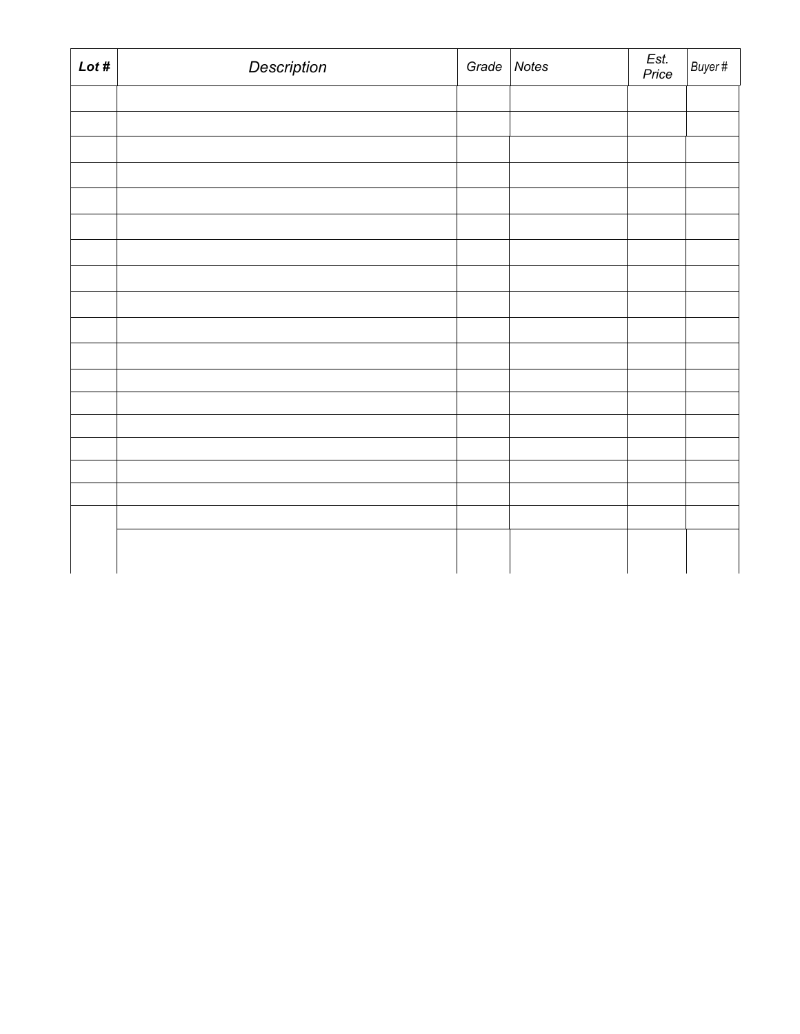| Lot # | Description | Grade | Notes | Est. Price | Buyer # |
|---|---|---|---|---|---|
| | | | | | |
| | | | | | |
| | | | | | |
| | | | | | |
| | | | | | |
| | | | | | |
| | | | | | |
| | | | | | |
| | | | | | |
| | | | | | |
| | | | | | |
| | | | | | |
| | | | | | |
| | | | | | |
| | | | | | |
| | | | | | |
| | | | | | |
| | | | | | |
| | | | | | |